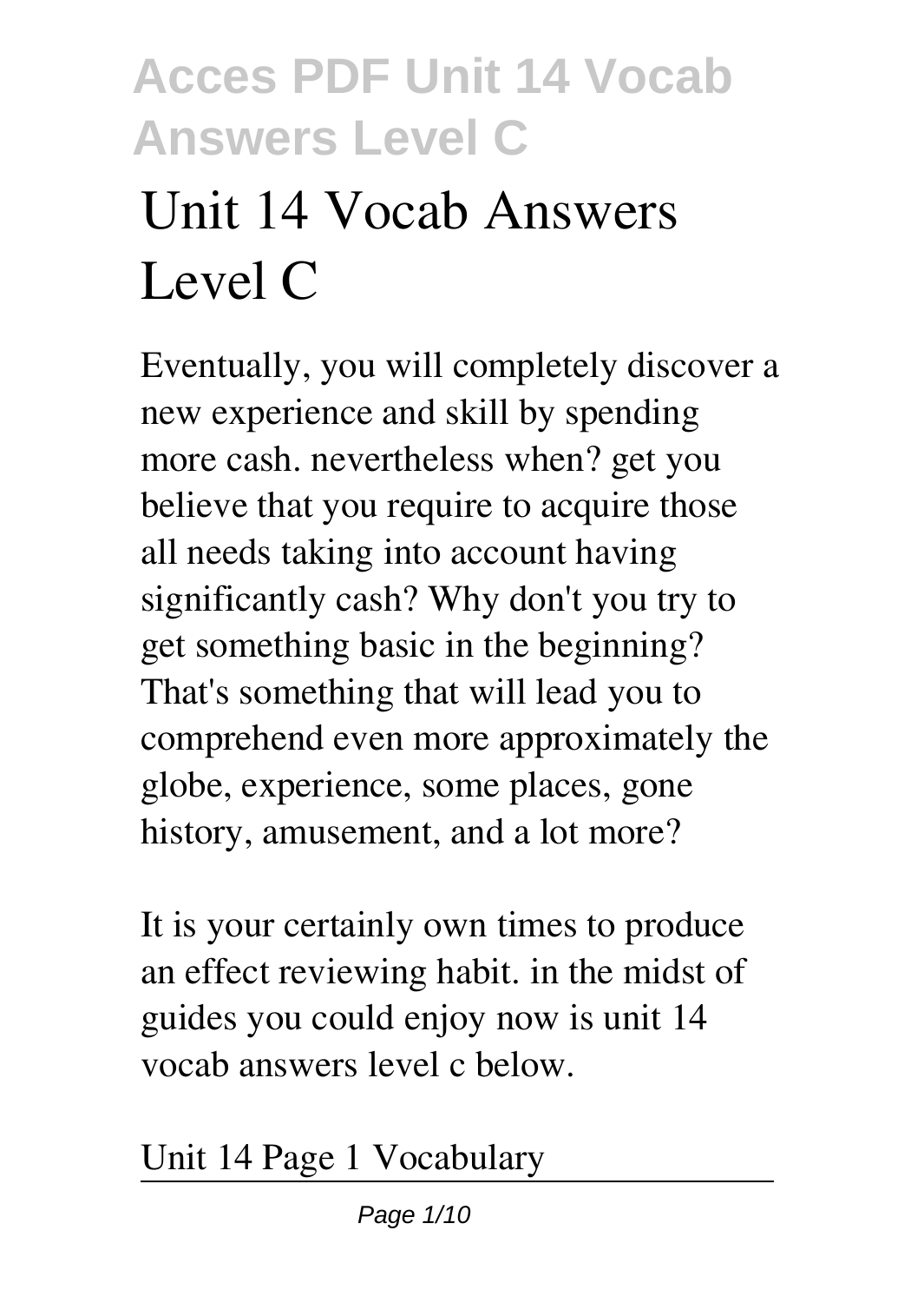# Unit 14 Vocab Answers Level C

Eventually, you will completely discover a new experience and skill by spending more cash. nevertheless when? get you believe that you require to acquire those all needs taking into account having significantly cash? Why don't you try to get something basic in the beginning? That's something that will lead you to comprehend even more approximately the globe, experience, some places, gone history, amusement, and a lot more?

It is your certainly own times to produce an effect reviewing habit. in the midst of guides you could enjoy now is unit 14 vocab answers level c below.

Unit 14 Page 1 Vocabulary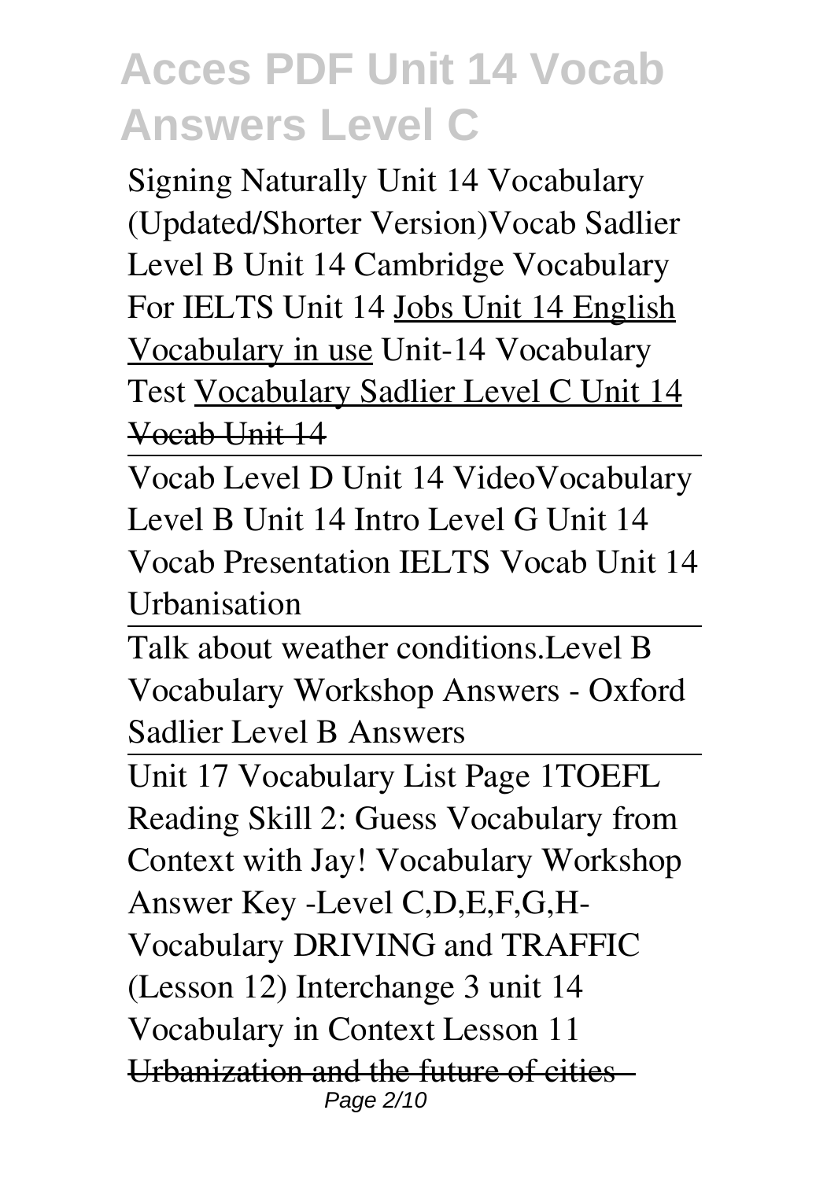Signing Naturally Unit 14 Vocabulary (Updated/Shorter Version)Vocab Sadlier Level B Unit 14 Cambridge Vocabulary For IELTS Unit 14 Jobs Unit 14 English Vocabulary in use Unit-14 Vocabulary Test Vocabulary Sadlier Level C Unit 14 ~~Vocab Unit 14~~

Vocab Level D Unit 14 VideoVocabulary Level B Unit 14 Intro Level G Unit 14 Vocab Presentation IELTS Vocab Unit 14 Urbanisation

Talk about weather conditions.Level B Vocabulary Workshop Answers - Oxford Sadlier Level B Answers

Unit 17 Vocabulary List Page 1TOEFL Reading Skill 2: Guess Vocabulary from Context with Jay! Vocabulary Workshop Answer Key -Level C,D,E,F,G,H- Vocabulary DRIVING and TRAFFIC (Lesson 12) Interchange 3 unit 14 Vocabulary in Context Lesson 11 ~~Urbanization and the future of cities -~~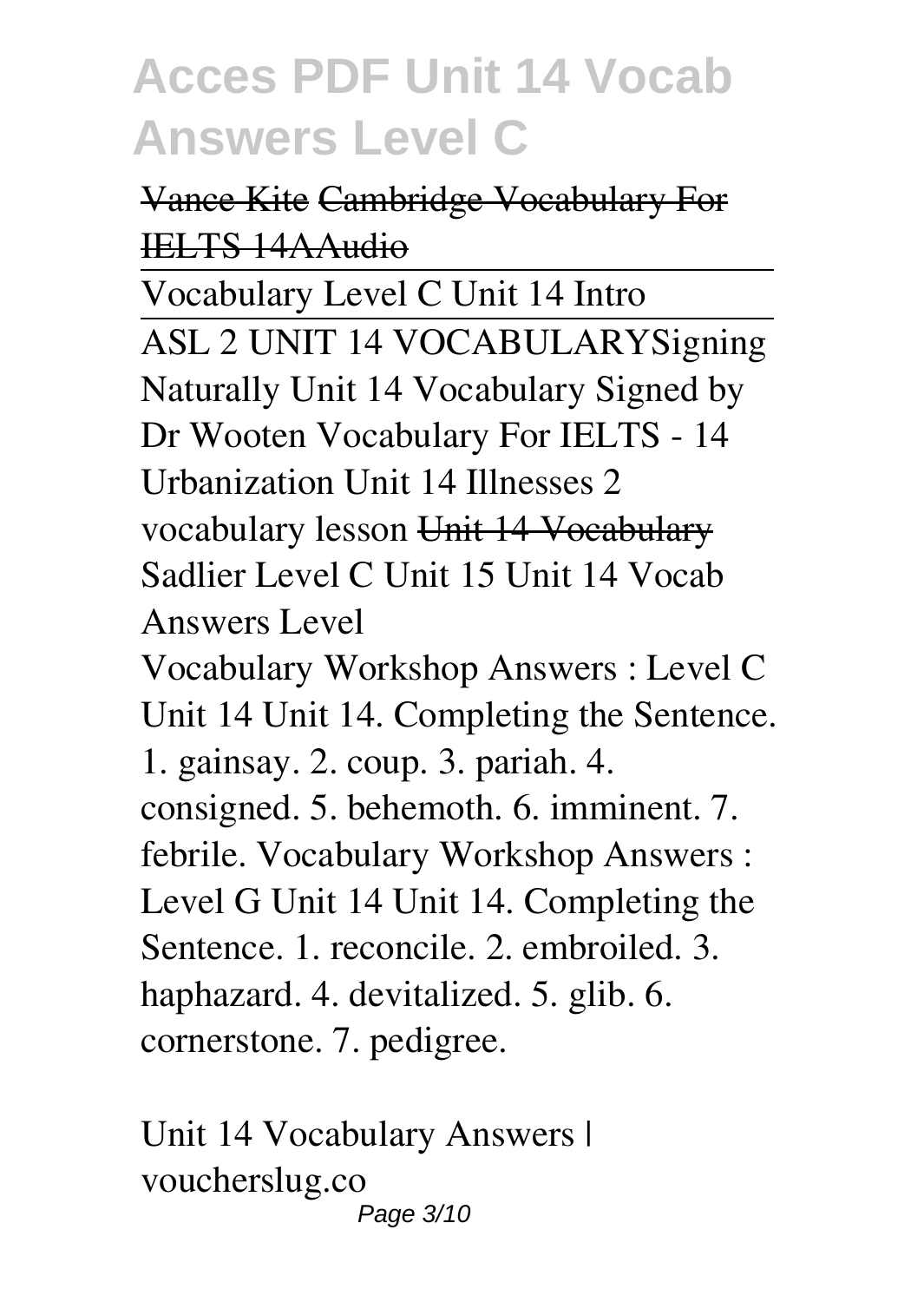~~Vance Kite~~ ~~Cambridge Vocabulary For IELTS 14AAudio~~

Vocabulary Level C Unit 14 Intro

ASL 2 UNIT 14 VOCABULARY Signing Naturally Unit 14 Vocabulary Signed by Dr Wooten Vocabulary For IELTS - 14 Urbanization Unit 14 Illnesses 2 vocabulary lesson ~~Unit 14 Vocabulary~~ Sadlier Level C Unit 15 Unit 14 Vocab Answers Level

Vocabulary Workshop Answers : Level C Unit 14 Unit 14. Completing the Sentence. 1. gainsay. 2. coup. 3. pariah. 4. consigned. 5. behemoth. 6. imminent. 7. febrile. Vocabulary Workshop Answers : Level G Unit 14 Unit 14. Completing the Sentence. 1. reconcile. 2. embroiled. 3. haphazard. 4. devitalized. 5. glib. 6. cornerstone. 7. pedigree.

Unit 14 Vocabulary Answers | voucherslug.co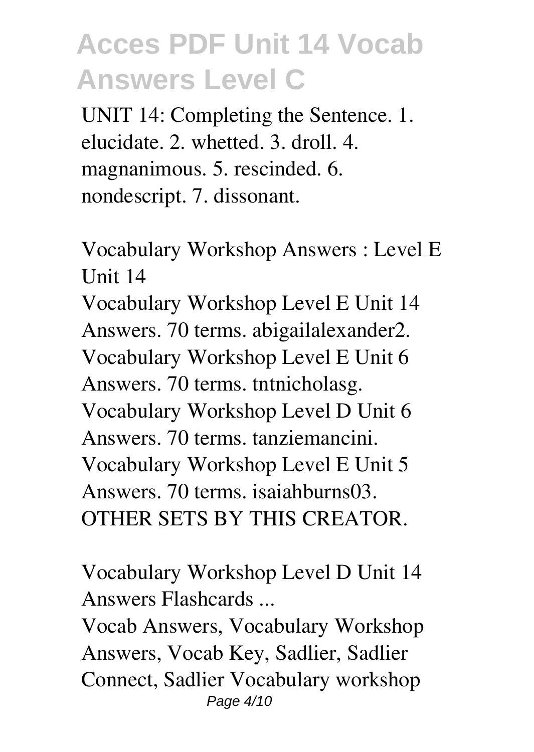UNIT 14: Completing the Sentence. 1. elucidate. 2. whetted. 3. droll. 4. magnanimous. 5. rescinded. 6. nondescript. 7. dissonant.

**Vocabulary Workshop Answers : Level E Unit 14**

Vocabulary Workshop Level E Unit 14 Answers. 70 terms. abigailalexander2. Vocabulary Workshop Level E Unit 6 Answers. 70 terms. tntnicholasg. Vocabulary Workshop Level D Unit 6 Answers. 70 terms. tanziemancini. Vocabulary Workshop Level E Unit 5 Answers. 70 terms. isaiahburns03. OTHER SETS BY THIS CREATOR.

**Vocabulary Workshop Level D Unit 14 Answers Flashcards ...**

Vocab Answers, Vocabulary Workshop Answers, Vocab Key, Sadlier, Sadlier Connect, Sadlier Vocabulary workshop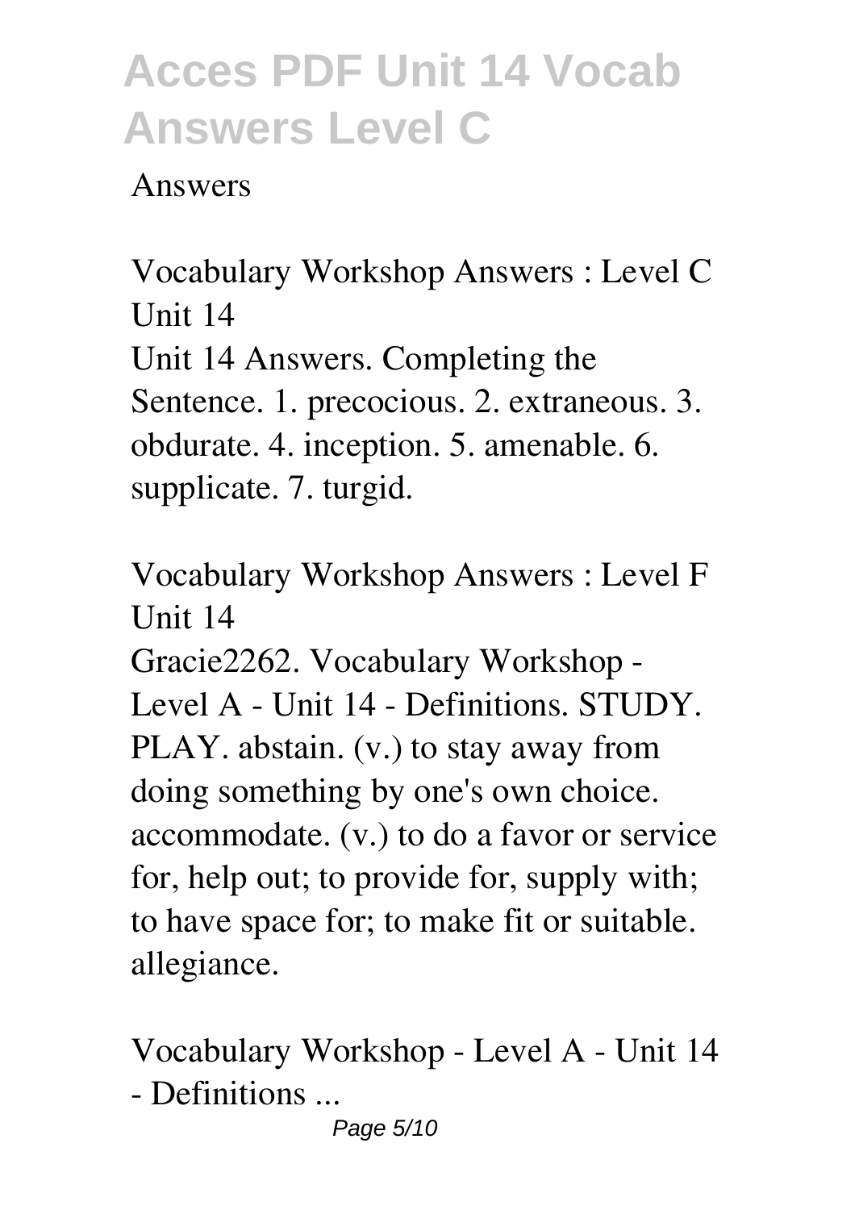Answers

Vocabulary Workshop Answers : Level C Unit 14

Unit 14 Answers. Completing the Sentence. 1. precocious. 2. extraneous. 3. obdurate. 4. inception. 5. amenable. 6. supplicate. 7. turgid.

Vocabulary Workshop Answers : Level F Unit 14

Gracie2262. Vocabulary Workshop - Level A - Unit 14 - Definitions. STUDY. PLAY. abstain. (v.) to stay away from doing something by one's own choice. accommodate. (v.) to do a favor or service for, help out; to provide for, supply with; to have space for; to make fit or suitable. allegiance.

Vocabulary Workshop - Level A - Unit 14 - Definitions ...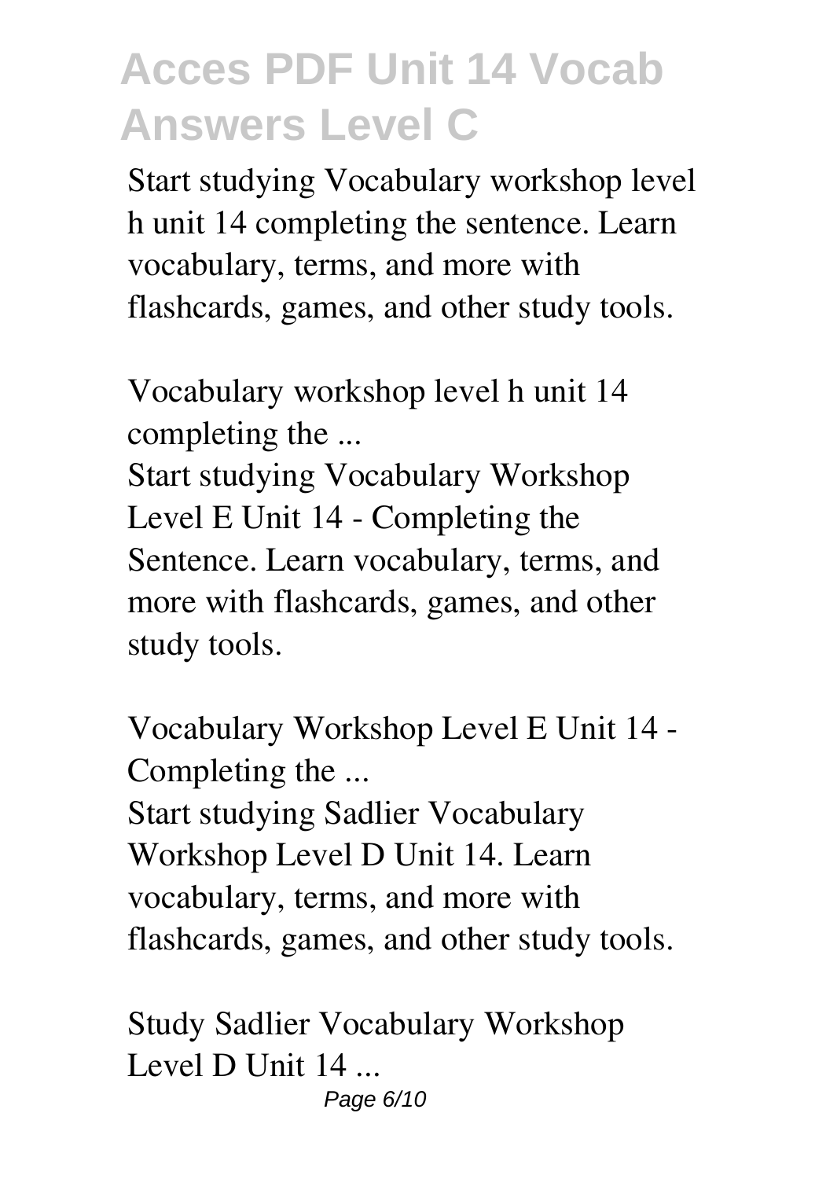Start studying Vocabulary workshop level h unit 14 completing the sentence. Learn vocabulary, terms, and more with flashcards, games, and other study tools.

**Vocabulary workshop level h unit 14 completing the ...**

Start studying Vocabulary Workshop Level E Unit 14 - Completing the Sentence. Learn vocabulary, terms, and more with flashcards, games, and other study tools.

**Vocabulary Workshop Level E Unit 14 - Completing the ...**

Start studying Sadlier Vocabulary Workshop Level D Unit 14. Learn vocabulary, terms, and more with flashcards, games, and other study tools.

**Study Sadlier Vocabulary Workshop Level D Unit 14 ...**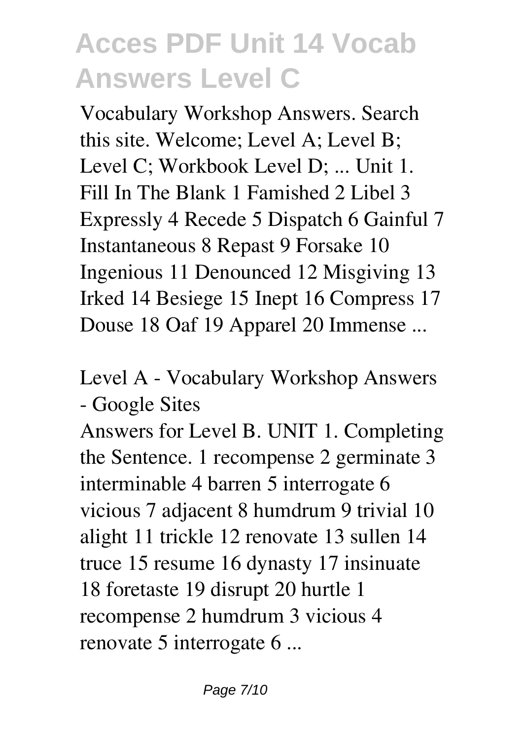Vocabulary Workshop Answers. Search this site. Welcome; Level A; Level B; Level C; Workbook Level D; ... Unit 1. Fill In The Blank 1 Famished 2 Libel 3 Expressly 4 Recede 5 Dispatch 6 Gainful 7 Instantaneous 8 Repast 9 Forsake 10 Ingenious 11 Denounced 12 Misgiving 13 Irked 14 Besiege 15 Inept 16 Compress 17 Douse 18 Oaf 19 Apparel 20 Immense ...

**Level A - Vocabulary Workshop Answers - Google Sites**

Answers for Level B. UNIT 1. Completing the Sentence. 1 recompense 2 germinate 3 interminable 4 barren 5 interrogate 6 vicious 7 adjacent 8 humdrum 9 trivial 10 alight 11 trickle 12 renovate 13 sullen 14 truce 15 resume 16 dynasty 17 insinuate 18 foretaste 19 disrupt 20 hurtle 1 recompense 2 humdrum 3 vicious 4 renovate 5 interrogate 6 ...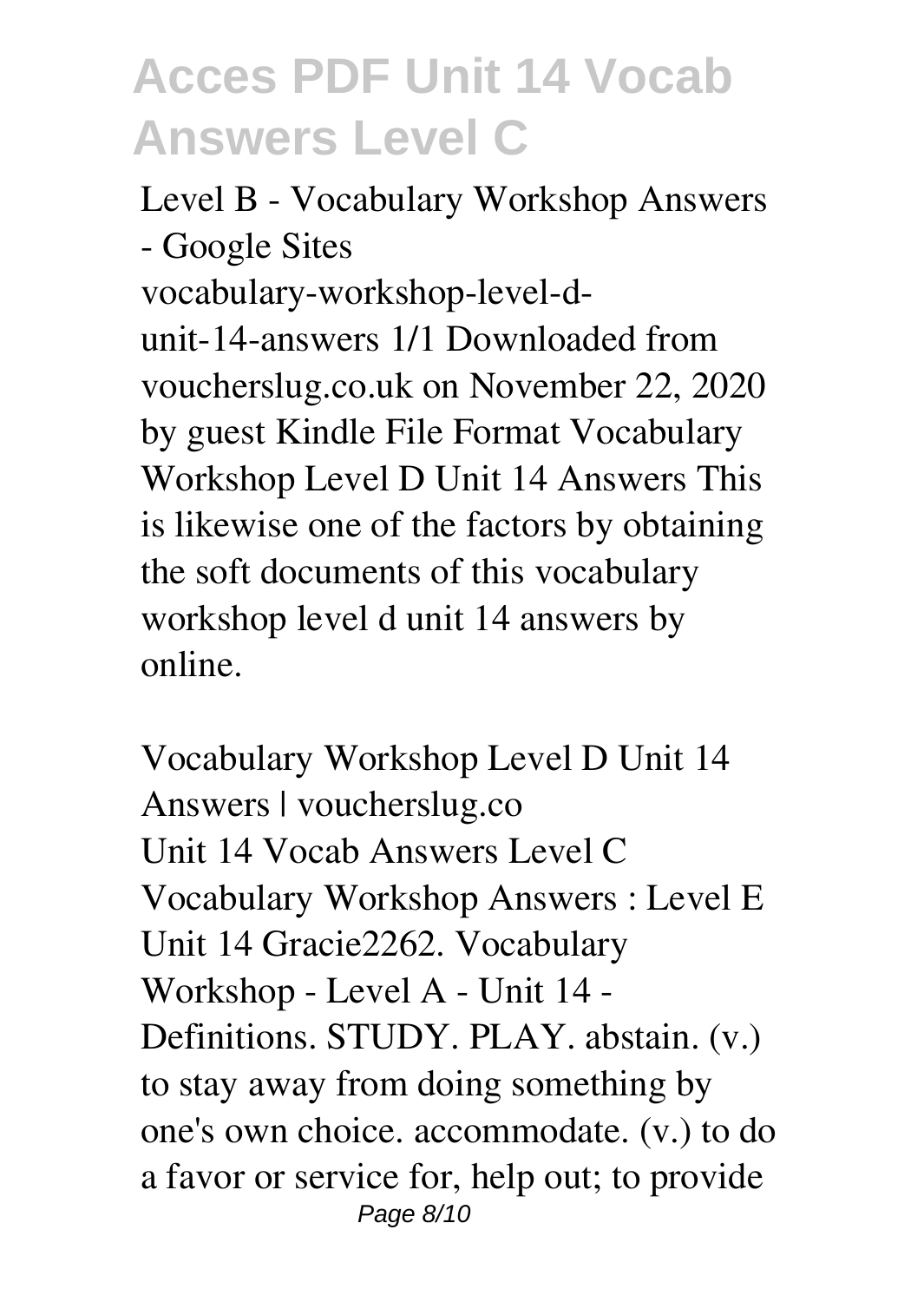Level B - Vocabulary Workshop Answers - Google Sites

vocabulary-workshop-level-d-unit-14-answers 1/1 Downloaded from voucherslug.co.uk on November 22, 2020 by guest Kindle File Format Vocabulary Workshop Level D Unit 14 Answers This is likewise one of the factors by obtaining the soft documents of this vocabulary workshop level d unit 14 answers by online.

Vocabulary Workshop Level D Unit 14 Answers | voucherslug.co

Unit 14 Vocab Answers Level C Vocabulary Workshop Answers : Level E Unit 14 Gracie2262. Vocabulary Workshop - Level A - Unit 14 - Definitions. STUDY. PLAY. abstain. (v.) to stay away from doing something by one's own choice. accommodate. (v.) to do a favor or service for, help out; to provide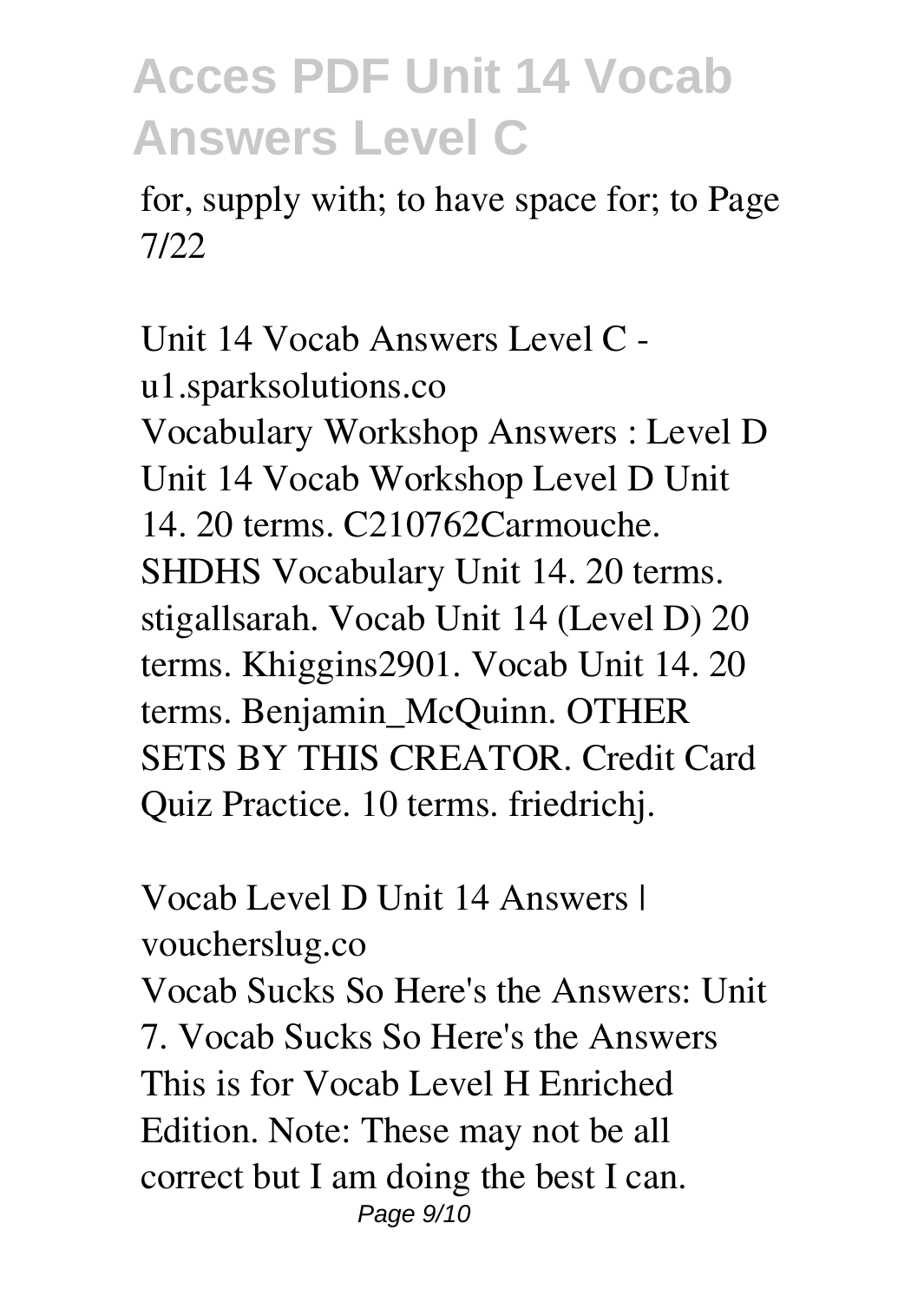for, supply with; to have space for; to Page 7/22

## Unit 14 Vocab Answers Level C - u1.sparksolutions.co

Vocabulary Workshop Answers : Level D Unit 14 Vocab Workshop Level D Unit 14. 20 terms. C210762Carmouche. SHDHS Vocabulary Unit 14. 20 terms. stigallsarah. Vocab Unit 14 (Level D) 20 terms. Khiggins2901. Vocab Unit 14. 20 terms. Benjamin_McQuinn. OTHER SETS BY THIS CREATOR. Credit Card Quiz Practice. 10 terms. friedrichj.

## Vocab Level D Unit 14 Answers | voucherslug.co

Vocab Sucks So Here's the Answers: Unit 7. Vocab Sucks So Here's the Answers This is for Vocab Level H Enriched Edition. Note: These may not be all correct but I am doing the best I can.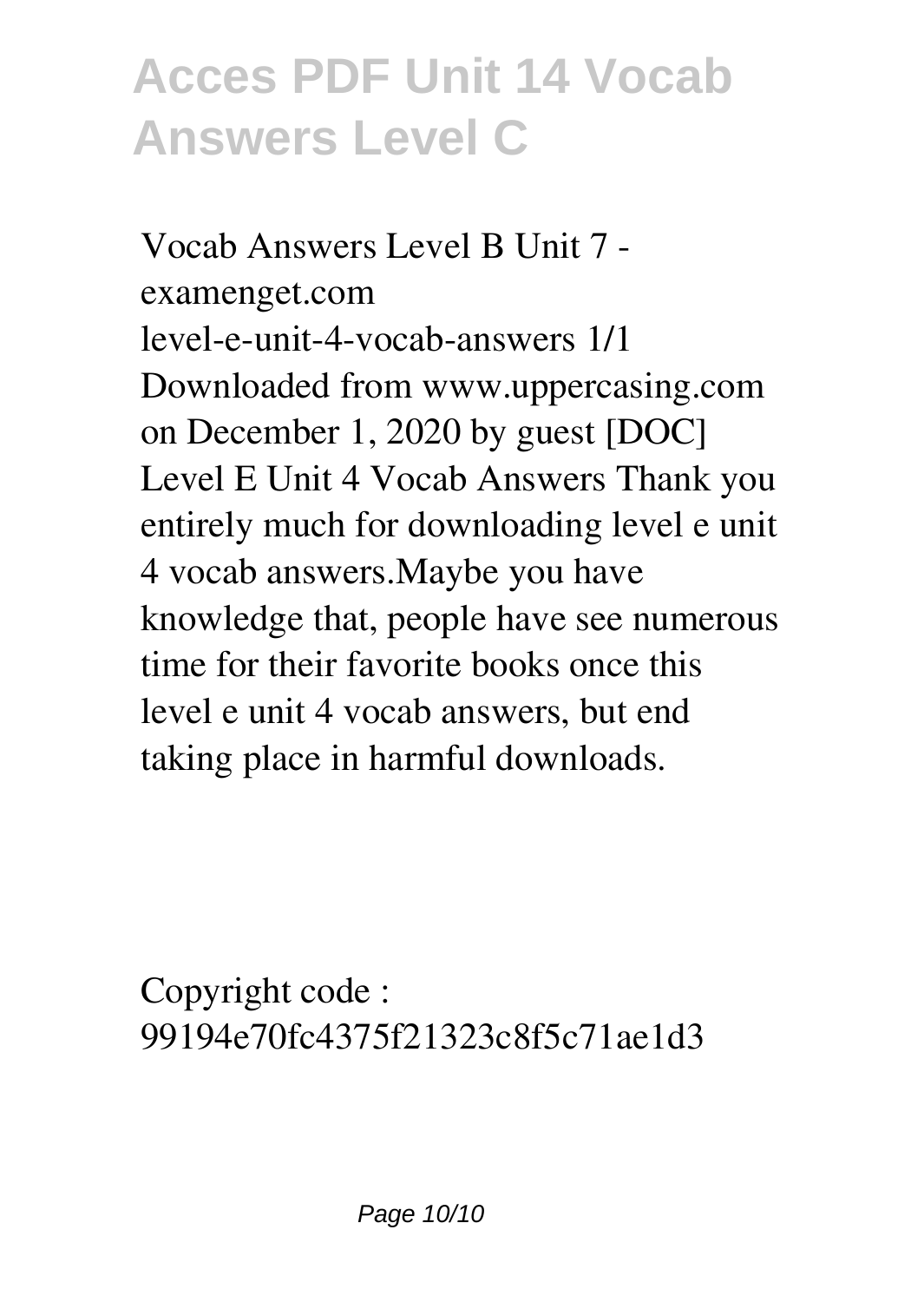Vocab Answers Level B Unit 7 - examenget.com
level-e-unit-4-vocab-answers 1/1 Downloaded from www.uppercasing.com on December 1, 2020 by guest [DOC] Level E Unit 4 Vocab Answers Thank you entirely much for downloading level e unit 4 vocab answers.Maybe you have knowledge that, people have see numerous time for their favorite books once this level e unit 4 vocab answers, but end taking place in harmful downloads.

Copyright code : 99194e70fc4375f21323c8f5c71ae1d3